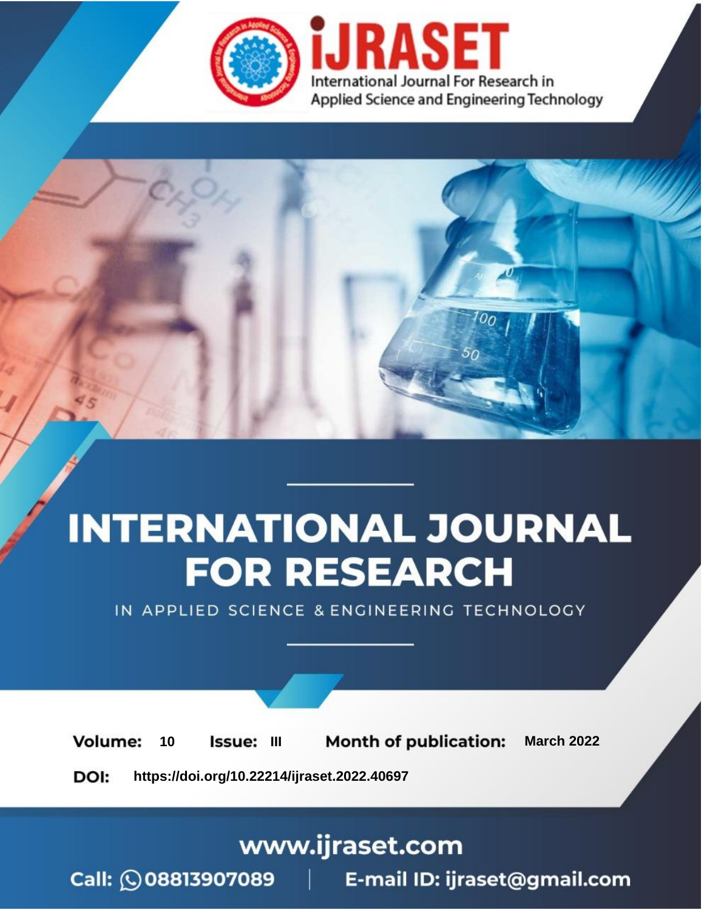iJRASET

International Journal For Research in Applied Science and Engineering Technology

# INTERNATIONAL JOURNAL FOR RESEARCH

IN APPLIED SCIENCE & ENGINEERING TECHNOLOGY

**Volume:** 10 **Issue:** III **Month of publication:** March 2022

**DOI:** https://doi.org/10.22214/ijraset.2022.40697

www.ijraset.com

Call: 08813907089 | E-mail ID: ijraset@gmail.com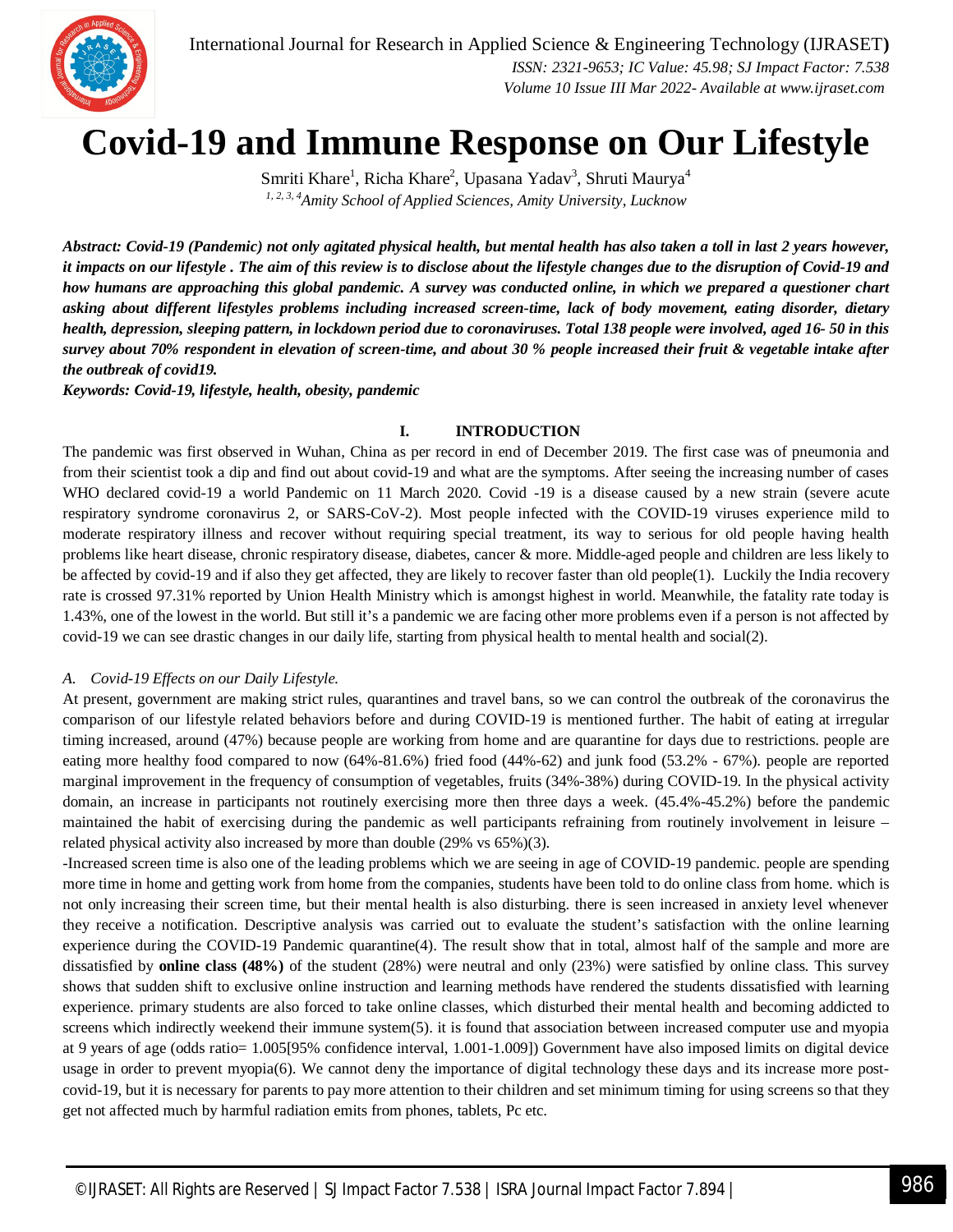# Covid-19 and Immune Response on Our Lifestyle

Smriti Khare[1], Richa Khare[2], Upasana Yadav[3], Shruti Maurya[4]

*[1, 2, 3, 4]Amity School of Applied Sciences, Amity University, Lucknow*

***Abstract: Covid-19 (Pandemic) not only agitated physical health, but mental health has also taken a toll in last 2 years however, it impacts on our lifestyle . The aim of this review is to disclose about the lifestyle changes due to the disruption of Covid-19 and how humans are approaching this global pandemic. A survey was conducted online, in which we prepared a questioner chart asking about different lifestyles problems including increased screen-time, lack of body movement, eating disorder, dietary health, depression, sleeping pattern, in lockdown period due to coronaviruses. Total 138 people were involved, aged 16- 50 in this survey about 70% respondent in elevation of screen-time, and about 30 % people increased their fruit & vegetable intake after the outbreak of covid19.***

***Keywords: Covid-19, lifestyle, health, obesity, pandemic***

## I. INTRODUCTION

The pandemic was first observed in Wuhan, China as per record in end of December 2019. The first case was of pneumonia and from their scientist took a dip and find out about covid-19 and what are the symptoms. After seeing the increasing number of cases WHO declared covid-19 a world Pandemic on 11 March 2020. Covid -19 is a disease caused by a new strain (severe acute respiratory syndrome coronavirus 2, or SARS-CoV-2). Most people infected with the COVID-19 viruses experience mild to moderate respiratory illness and recover without requiring special treatment, its way to serious for old people having health problems like heart disease, chronic respiratory disease, diabetes, cancer & more. Middle-aged people and children are less likely to be affected by covid-19 and if also they get affected, they are likely to recover faster than old people(1). Luckily the India recovery rate is crossed 97.31% reported by Union Health Ministry which is amongst highest in world. Meanwhile, the fatality rate today is 1.43%, one of the lowest in the world. But still it's a pandemic we are facing other more problems even if a person is not affected by covid-19 we can see drastic changes in our daily life, starting from physical health to mental health and social(2).

### *A. Covid-19 Effects on our Daily Lifestyle.*

At present, government are making strict rules, quarantines and travel bans, so we can control the outbreak of the coronavirus the comparison of our lifestyle related behaviors before and during COVID-19 is mentioned further. The habit of eating at irregular timing increased, around (47%) because people are working from home and are quarantine for days due to restrictions. people are eating more healthy food compared to now (64%-81.6%) fried food (44%-62) and junk food (53.2% - 67%). people are reported marginal improvement in the frequency of consumption of vegetables, fruits (34%-38%) during COVID-19. In the physical activity domain, an increase in participants not routinely exercising more then three days a week. (45.4%-45.2%) before the pandemic maintained the habit of exercising during the pandemic as well participants refraining from routinely involvement in leisure – related physical activity also increased by more than double (29% vs 65%)(3).

-Increased screen time is also one of the leading problems which we are seeing in age of COVID-19 pandemic. people are spending more time in home and getting work from home from the companies, students have been told to do online class from home. which is not only increasing their screen time, but their mental health is also disturbing. there is seen increased in anxiety level whenever they receive a notification. Descriptive analysis was carried out to evaluate the student's satisfaction with the online learning experience during the COVID-19 Pandemic quarantine(4). The result show that in total, almost half of the sample and more are dissatisfied by **online class (48%)** of the student (28%) were neutral and only (23%) were satisfied by online class. This survey shows that sudden shift to exclusive online instruction and learning methods have rendered the students dissatisfied with learning experience. primary students are also forced to take online classes, which disturbed their mental health and becoming addicted to screens which indirectly weekend their immune system(5). it is found that association between increased computer use and myopia at 9 years of age (odds ratio= 1.005[95% confidence interval, 1.001-1.009]) Government have also imposed limits on digital device usage in order to prevent myopia(6). We cannot deny the importance of digital technology these days and its increase more post-covid-19, but it is necessary for parents to pay more attention to their children and set minimum timing for using screens so that they get not affected much by harmful radiation emits from phones, tablets, Pc etc.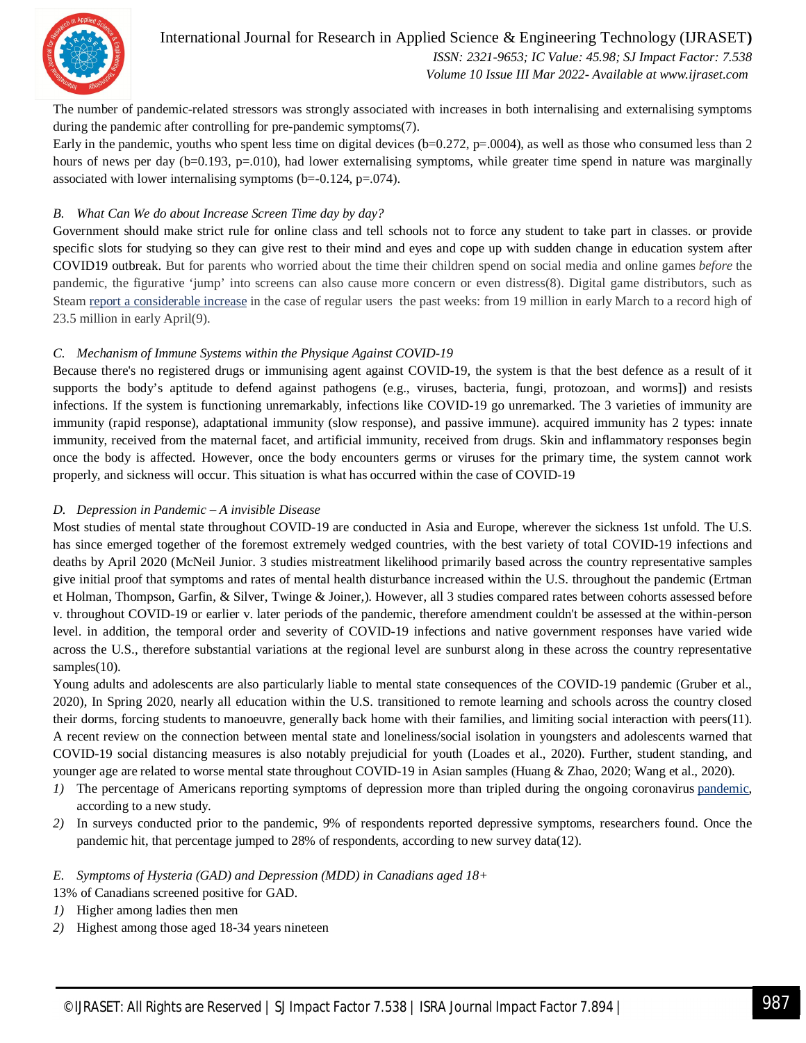The number of pandemic-related stressors was strongly associated with increases in both internalising and externalising symptoms during the pandemic after controlling for pre-pandemic symptoms(7).

Early in the pandemic, youths who spent less time on digital devices (b=0.272, p=.0004), as well as those who consumed less than 2 hours of news per day (b=0.193, p=.010), had lower externalising symptoms, while greater time spend in nature was marginally associated with lower internalising symptoms (b=-0.124, p=.074).

### *B. What Can We do about Increase Screen Time day by day?*

Government should make strict rule for online class and tell schools not to force any student to take part in classes. or provide specific slots for studying so they can give rest to their mind and eyes and cope up with sudden change in education system after COVID19 outbreak. But for parents who worried about the time their children spend on social media and online games *before* the pandemic, the figurative 'jump' into screens can also cause more concern or even distress(8). Digital game distributors, such as Steam report a considerable increase in the case of regular users the past weeks: from 19 million in early March to a record high of 23.5 million in early April(9).

### *C. Mechanism of Immune Systems within the Physique Against COVID-19*

Because there's no registered drugs or immunising agent against COVID-19, the system is that the best defence as a result of it supports the body's aptitude to defend against pathogens (e.g., viruses, bacteria, fungi, protozoan, and worms]) and resists infections. If the system is functioning unremarkably, infections like COVID-19 go unremarked. The 3 varieties of immunity are immunity (rapid response), adaptational immunity (slow response), and passive immune). acquired immunity has 2 types: innate immunity, received from the maternal facet, and artificial immunity, received from drugs. Skin and inflammatory responses begin once the body is affected. However, once the body encounters germs or viruses for the primary time, the system cannot work properly, and sickness will occur. This situation is what has occurred within the case of COVID-19

### *D. Depression in Pandemic – A invisible Disease*

Most studies of mental state throughout COVID-19 are conducted in Asia and Europe, wherever the sickness 1st unfold. The U.S. has since emerged together of the foremost extremely wedged countries, with the best variety of total COVID-19 infections and deaths by April 2020 (McNeil Junior. 3 studies mistreatment likelihood primarily based across the country representative samples give initial proof that symptoms and rates of mental health disturbance increased within the U.S. throughout the pandemic (Ertman et Holman, Thompson, Garfin, & Silver, Twinge & Joiner,). However, all 3 studies compared rates between cohorts assessed before v. throughout COVID-19 or earlier v. later periods of the pandemic, therefore amendment couldn't be assessed at the within-person level. in addition, the temporal order and severity of COVID-19 infections and native government responses have varied wide across the U.S., therefore substantial variations at the regional level are sunburst along in these across the country representative samples(10).

Young adults and adolescents are also particularly liable to mental state consequences of the COVID-19 pandemic (Gruber et al., 2020), In Spring 2020, nearly all education within the U.S. transitioned to remote learning and schools across the country closed their dorms, forcing students to manoeuvre, generally back home with their families, and limiting social interaction with peers(11). A recent review on the connection between mental state and loneliness/social isolation in youngsters and adolescents warned that COVID-19 social distancing measures is also notably prejudicial for youth (Loades et al., 2020). Further, student standing, and younger age are related to worse mental state throughout COVID-19 in Asian samples (Huang & Zhao, 2020; Wang et al., 2020).

1) The percentage of Americans reporting symptoms of depression more than tripled during the ongoing coronavirus pandemic, according to a new study.
2) In surveys conducted prior to the pandemic, 9% of respondents reported depressive symptoms, researchers found. Once the pandemic hit, that percentage jumped to 28% of respondents, according to new survey data(12).

### *E. Symptoms of Hysteria (GAD) and Depression (MDD) in Canadians aged 18+*

13% of Canadians screened positive for GAD.

1) Higher among ladies then men
2) Highest among those aged 18-34 years nineteen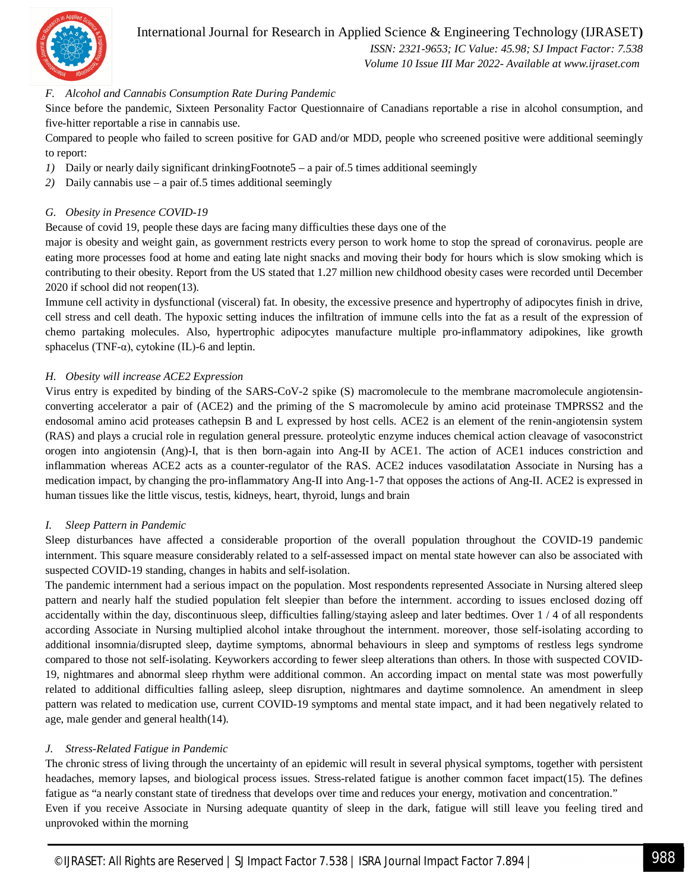### F. Alcohol and Cannabis Consumption Rate During Pandemic

Since before the pandemic, Sixteen Personality Factor Questionnaire of Canadians reportable a rise in alcohol consumption, and five-hitter reportable a rise in cannabis use.

Compared to people who failed to screen positive for GAD and/or MDD, people who screened positive were additional seemingly to report:

1) Daily or nearly daily significant drinkingFootnote5 – a pair of.5 times additional seemingly
2) Daily cannabis use – a pair of.5 times additional seemingly

### G. Obesity in Presence COVID-19

Because of covid 19, people these days are facing many difficulties these days one of the

major is obesity and weight gain, as government restricts every person to work home to stop the spread of coronavirus. people are eating more processes food at home and eating late night snacks and moving their body for hours which is slow smoking which is contributing to their obesity. Report from the US stated that 1.27 million new childhood obesity cases were recorded until December 2020 if school did not reopen(13).

Immune cell activity in dysfunctional (visceral) fat. In obesity, the excessive presence and hypertrophy of adipocytes finish in drive, cell stress and cell death. The hypoxic setting induces the infiltration of immune cells into the fat as a result of the expression of chemo partaking molecules. Also, hypertrophic adipocytes manufacture multiple pro-inflammatory adipokines, like growth sphacelus (TNF-α), cytokine (IL)-6 and leptin.

### H. Obesity will increase ACE2 Expression

Virus entry is expedited by binding of the SARS-CoV-2 spike (S) macromolecule to the membrane macromolecule angiotensin-converting accelerator a pair of (ACE2) and the priming of the S macromolecule by amino acid proteinase TMPRSS2 and the endosomal amino acid proteases cathepsin B and L expressed by host cells. ACE2 is an element of the renin-angiotensin system (RAS) and plays a crucial role in regulation general pressure. proteolytic enzyme induces chemical action cleavage of vasoconstrict orogen into angiotensin (Ang)-I, that is then born-again into Ang-II by ACE1. The action of ACE1 induces constriction and inflammation whereas ACE2 acts as a counter-regulator of the RAS. ACE2 induces vasodilatation Associate in Nursing has a medication impact, by changing the pro-inflammatory Ang-II into Ang-1-7 that opposes the actions of Ang-II. ACE2 is expressed in human tissues like the little viscus, testis, kidneys, heart, thyroid, lungs and brain

### I. Sleep Pattern in Pandemic

Sleep disturbances have affected a considerable proportion of the overall population throughout the COVID-19 pandemic internment. This square measure considerably related to a self-assessed impact on mental state however can also be associated with suspected COVID-19 standing, changes in habits and self-isolation.

The pandemic internment had a serious impact on the population. Most respondents represented Associate in Nursing altered sleep pattern and nearly half the studied population felt sleepier than before the internment. according to issues enclosed dozing off accidentally within the day, discontinuous sleep, difficulties falling/staying asleep and later bedtimes. Over 1 / 4 of all respondents according Associate in Nursing multiplied alcohol intake throughout the internment. moreover, those self-isolating according to additional insomnia/disrupted sleep, daytime symptoms, abnormal behaviours in sleep and symptoms of restless legs syndrome compared to those not self-isolating. Keyworkers according to fewer sleep alterations than others. In those with suspected COVID-19, nightmares and abnormal sleep rhythm were additional common. An according impact on mental state was most powerfully related to additional difficulties falling asleep, sleep disruption, nightmares and daytime somnolence. An amendment in sleep pattern was related to medication use, current COVID-19 symptoms and mental state impact, and it had been negatively related to age, male gender and general health(14).

### J. Stress-Related Fatigue in Pandemic

The chronic stress of living through the uncertainty of an epidemic will result in several physical symptoms, together with persistent headaches, memory lapses, and biological process issues. Stress-related fatigue is another common facet impact(15). The defines fatigue as "a nearly constant state of tiredness that develops over time and reduces your energy, motivation and concentration."

Even if you receive Associate in Nursing adequate quantity of sleep in the dark, fatigue will still leave you feeling tired and unprovoked within the morning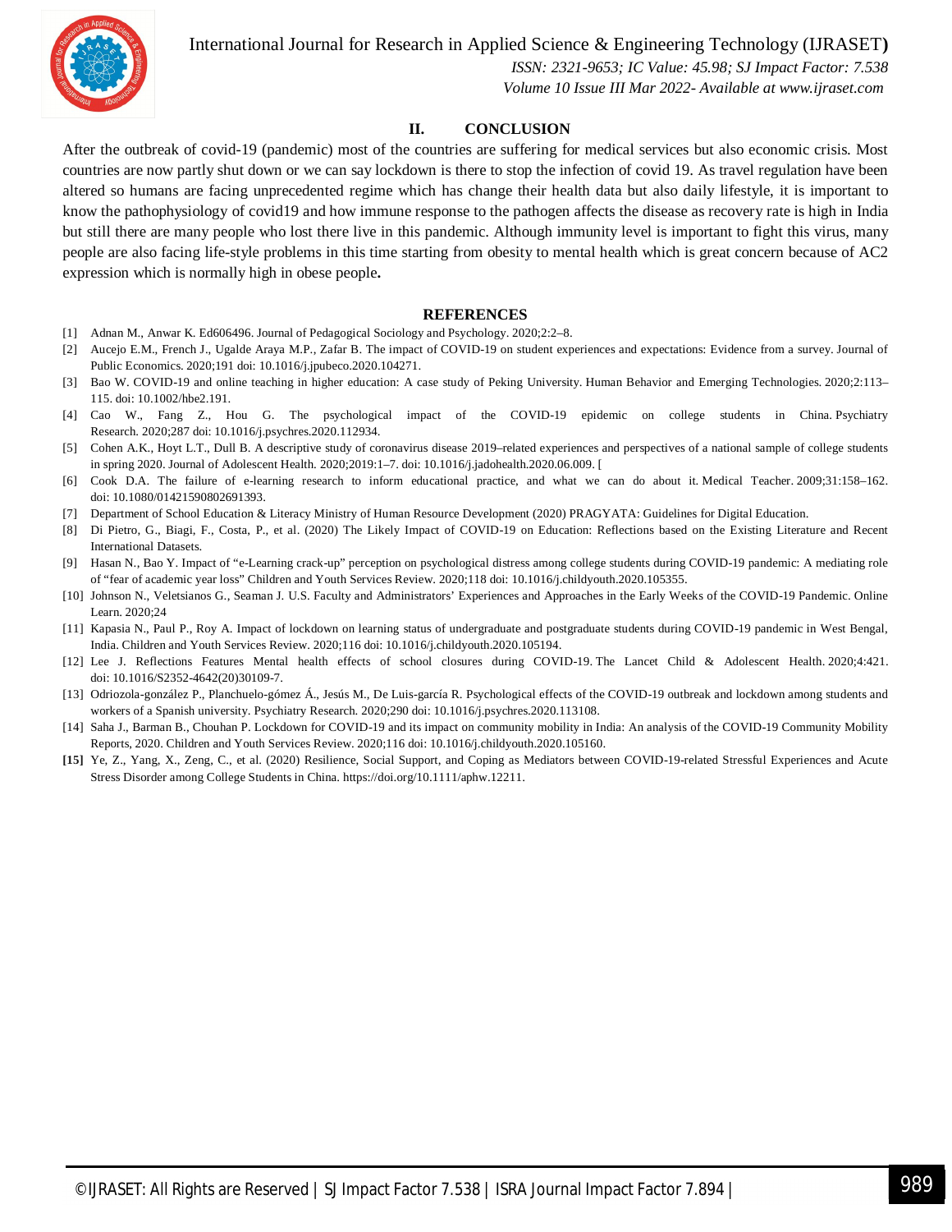## II. CONCLUSION

After the outbreak of covid-19 (pandemic) most of the countries are suffering for medical services but also economic crisis. Most countries are now partly shut down or we can say lockdown is there to stop the infection of covid 19. As travel regulation have been altered so humans are facing unprecedented regime which has change their health data but also daily lifestyle, it is important to know the pathophysiology of covid19 and how immune response to the pathogen affects the disease as recovery rate is high in India but still there are many people who lost there live in this pandemic. Although immunity level is important to fight this virus, many people are also facing life-style problems in this time starting from obesity to mental health which is great concern because of AC2 expression which is normally high in obese people**.**

## REFERENCES

[1] Adnan M., Anwar K. Ed606496. Journal of Pedagogical Sociology and Psychology. 2020;2:2–8.

[2] Aucejo E.M., French J., Ugalde Araya M.P., Zafar B. The impact of COVID-19 on student experiences and expectations: Evidence from a survey. Journal of Public Economics. 2020;191 doi: 10.1016/j.jpubeco.2020.104271.

[3] Bao W. COVID-19 and online teaching in higher education: A case study of Peking University. Human Behavior and Emerging Technologies. 2020;2:113–115. doi: 10.1002/hbe2.191.

[4] Cao W., Fang Z., Hou G. The psychological impact of the COVID-19 epidemic on college students in China. Psychiatry Research. 2020;287 doi: 10.1016/j.psychres.2020.112934.

[5] Cohen A.K., Hoyt L.T., Dull B. A descriptive study of coronavirus disease 2019–related experiences and perspectives of a national sample of college students in spring 2020. Journal of Adolescent Health. 2020;2019:1–7. doi: 10.1016/j.jadohealth.2020.06.009. [

[6] Cook D.A. The failure of e-learning research to inform educational practice, and what we can do about it. Medical Teacher. 2009;31:158–162. doi: 10.1080/01421590802691393.

[7] Department of School Education & Literacy Ministry of Human Resource Development (2020) PRAGYATA: Guidelines for Digital Education.

[8] Di Pietro, G., Biagi, F., Costa, P., et al. (2020) The Likely Impact of COVID-19 on Education: Reflections based on the Existing Literature and Recent International Datasets.

[9] Hasan N., Bao Y. Impact of "e-Learning crack-up" perception on psychological distress among college students during COVID-19 pandemic: A mediating role of "fear of academic year loss" Children and Youth Services Review. 2020;118 doi: 10.1016/j.childyouth.2020.105355.

[10] Johnson N., Veletsianos G., Seaman J. U.S. Faculty and Administrators' Experiences and Approaches in the Early Weeks of the COVID-19 Pandemic. Online Learn. 2020;24

[11] Kapasia N., Paul P., Roy A. Impact of lockdown on learning status of undergraduate and postgraduate students during COVID-19 pandemic in West Bengal, India. Children and Youth Services Review. 2020;116 doi: 10.1016/j.childyouth.2020.105194.

[12] Lee J. Reflections Features Mental health effects of school closures during COVID-19. The Lancet Child & Adolescent Health. 2020;4:421. doi: 10.1016/S2352-4642(20)30109-7.

[13] Odriozola-gonzález P., Planchuelo-gómez Á., Jesús M., De Luis-garcía R. Psychological effects of the COVID-19 outbreak and lockdown among students and workers of a Spanish university. Psychiatry Research. 2020;290 doi: 10.1016/j.psychres.2020.113108.

[14] Saha J., Barman B., Chouhan P. Lockdown for COVID-19 and its impact on community mobility in India: An analysis of the COVID-19 Community Mobility Reports, 2020. Children and Youth Services Review. 2020;116 doi: 10.1016/j.childyouth.2020.105160.

**[15]** Ye, Z., Yang, X., Zeng, C., et al. (2020) Resilience, Social Support, and Coping as Mediators between COVID-19-related Stressful Experiences and Acute Stress Disorder among College Students in China. https://doi.org/10.1111/aphw.12211.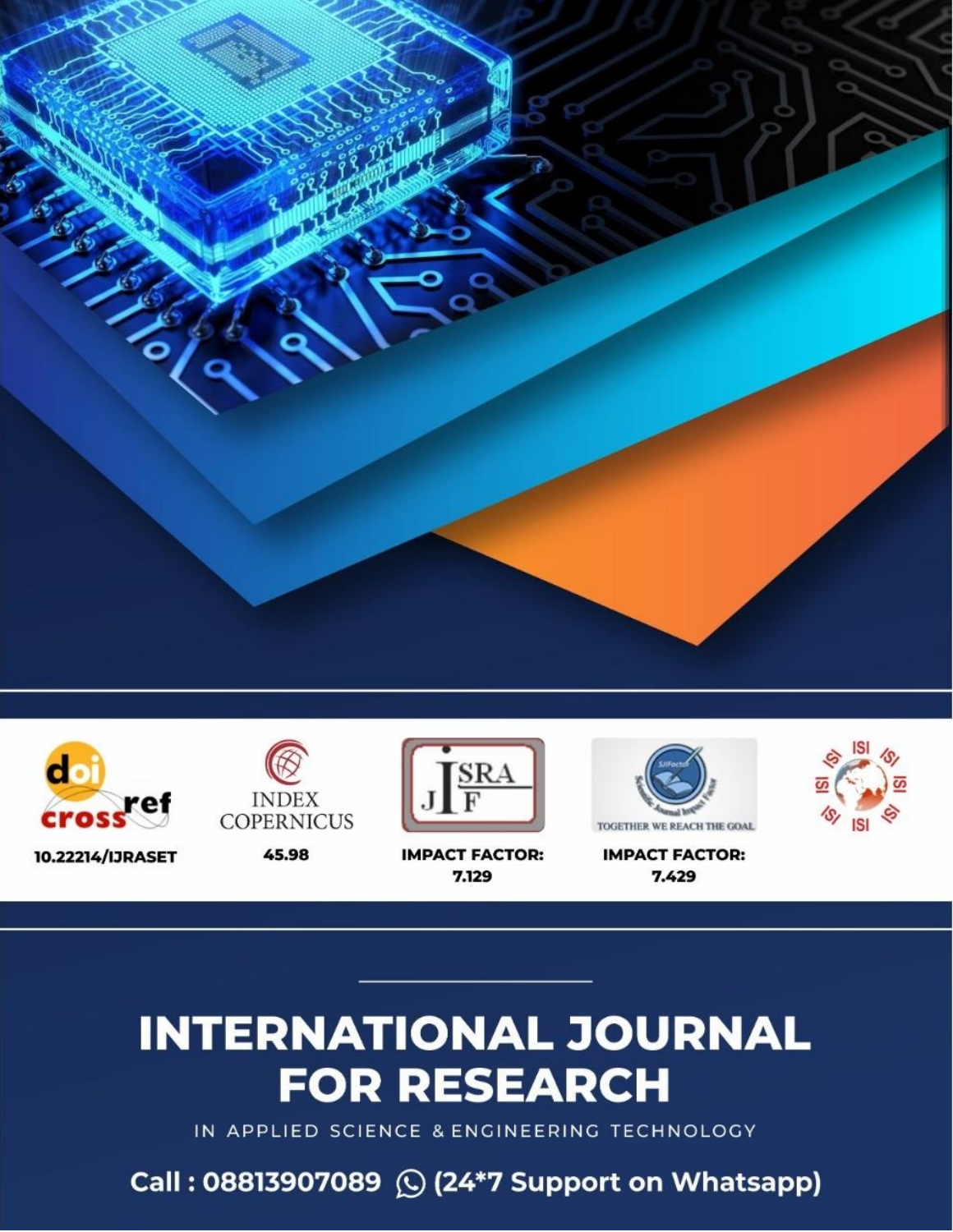10.22214/IJRASET

INDEX COPERNICUS

45.98

IMPACT FACTOR:
7.129

IMPACT FACTOR:
7.429

TOGETHER WE REACH THE GOAL

# INTERNATIONAL JOURNAL FOR RESEARCH

IN APPLIED SCIENCE & ENGINEERING TECHNOLOGY

Call : 08813907089 (24*7 Support on Whatsapp)